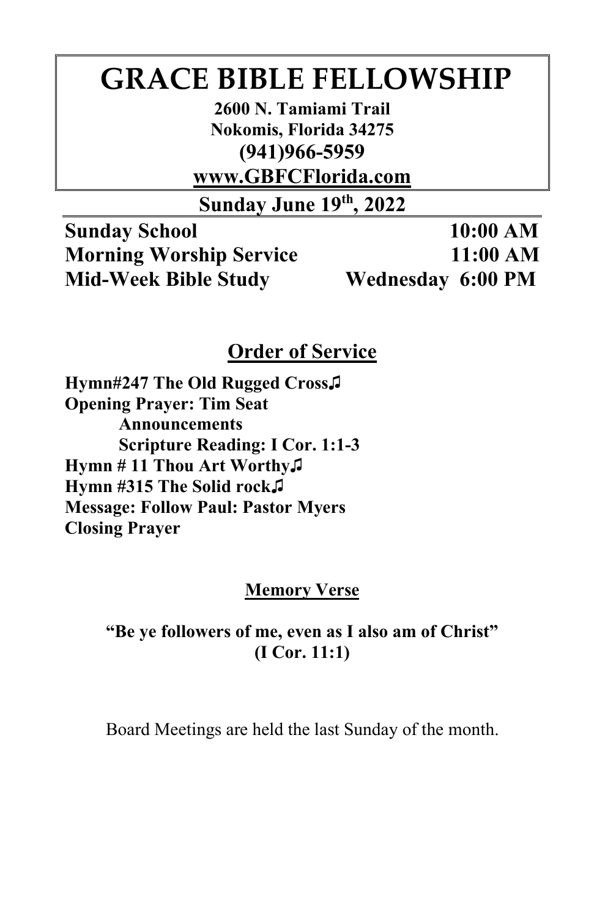# GRACE BIBLE FELLOWSHIP

**2600 N. Tamiami Trail**
**Nokomis, Florida 34275**
**(941)966-5959**
**www.GBFCFlorida.com**

## Sunday June 19th, 2022

| | |
|---|---|
| **Sunday School** | **10:00 AM** |
| **Morning Worship Service** | **11:00 AM** |
| **Mid-Week Bible Study** | **Wednesday 6:00 PM** |

## Order of Service

**Hymn#247 The Old Rugged Cross♫**
**Opening Prayer: Tim Seat**
**Announcements**
**Scripture Reading: I Cor. 1:1-3**
**Hymn # 11 Thou Art Worthy♫**
**Hymn #315 The Solid rock♫**
**Message: Follow Paul: Pastor Myers**
**Closing Prayer**

### Memory Verse

**"Be ye followers of me, even as I also am of Christ"**
**(I Cor. 11:1)**

Board Meetings are held the last Sunday of the month.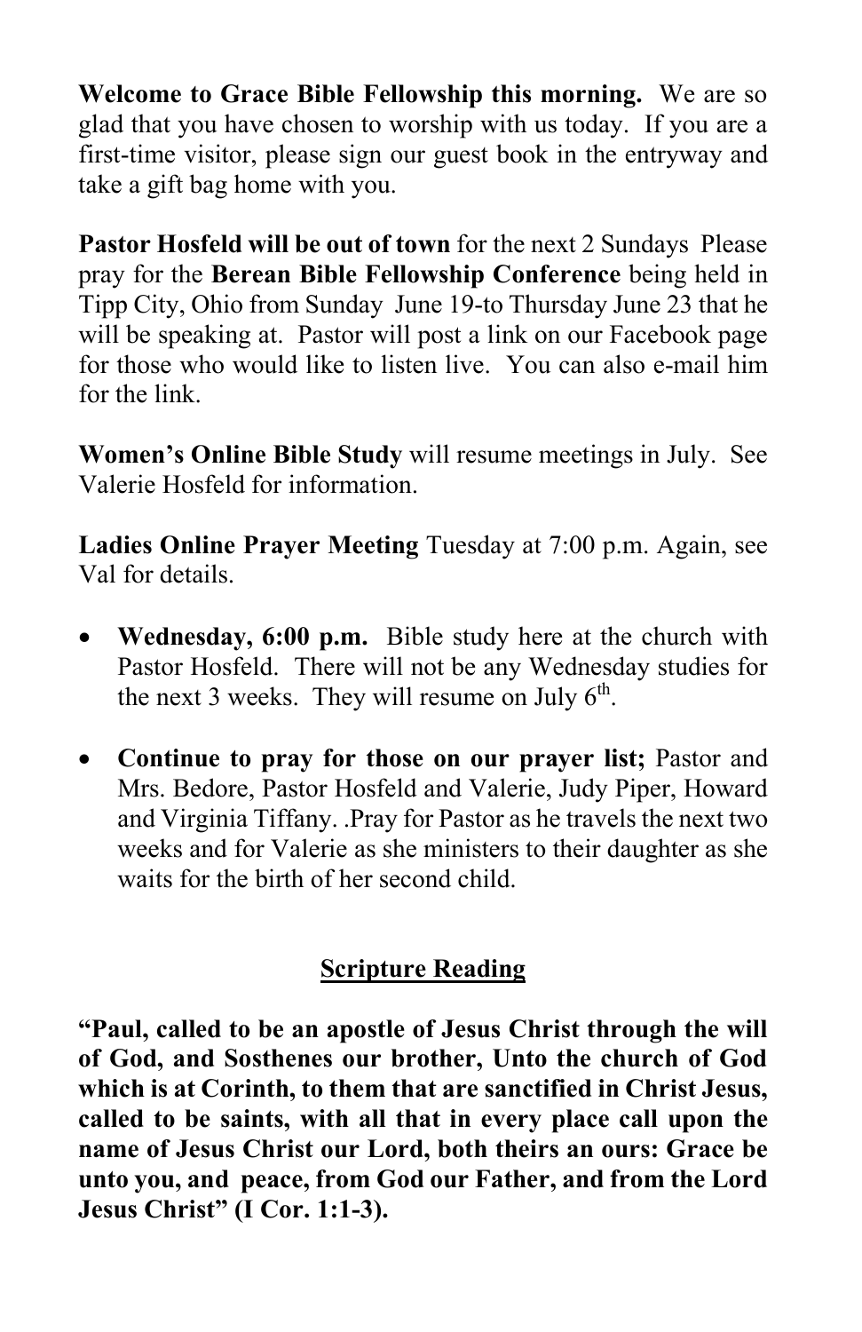**Welcome to Grace Bible Fellowship this morning.** We are so glad that you have chosen to worship with us today. If you are a first-time visitor, please sign our guest book in the entryway and take a gift bag home with you.

**Pastor Hosfeld will be out of town** for the next 2 Sundays Please pray for the **Berean Bible Fellowship Conference** being held in Tipp City, Ohio from Sunday June 19-to Thursday June 23 that he will be speaking at. Pastor will post a link on our Facebook page for those who would like to listen live. You can also e-mail him for the link.

**Women's Online Bible Study** will resume meetings in July. See Valerie Hosfeld for information.

**Ladies Online Prayer Meeting** Tuesday at 7:00 p.m. Again, see Val for details.

- **Wednesday, 6:00 p.m.** Bible study here at the church with Pastor Hosfeld. There will not be any Wednesday studies for the next 3 weeks. They will resume on July 6th.
- **Continue to pray for those on our prayer list;** Pastor and Mrs. Bedore, Pastor Hosfeld and Valerie, Judy Piper, Howard and Virginia Tiffany. .Pray for Pastor as he travels the next two weeks and for Valerie as she ministers to their daughter as she waits for the birth of her second child.

## Scripture Reading

**"Paul, called to be an apostle of Jesus Christ through the will of God, and Sosthenes our brother, Unto the church of God which is at Corinth, to them that are sanctified in Christ Jesus, called to be saints, with all that in every place call upon the name of Jesus Christ our Lord, both theirs an ours: Grace be unto you, and peace, from God our Father, and from the Lord Jesus Christ" (I Cor. 1:1-3).**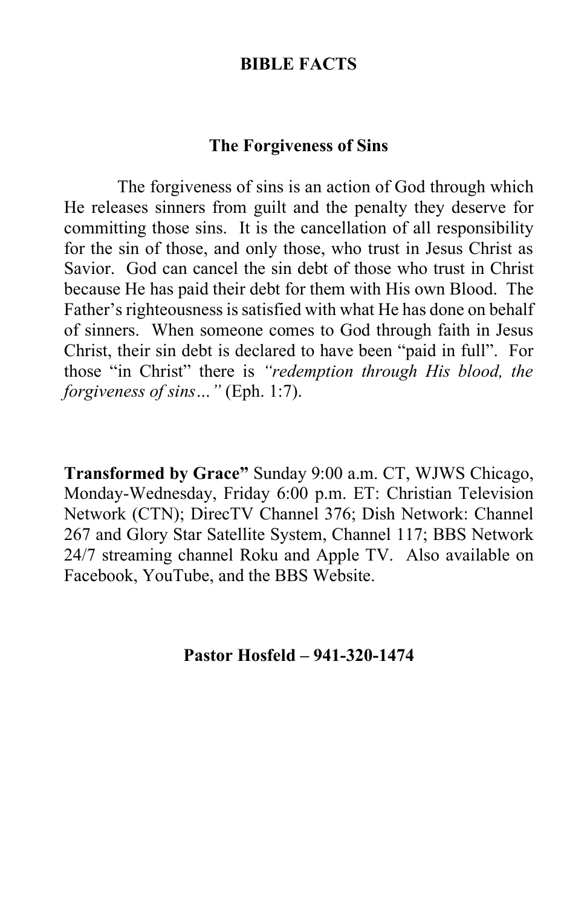## BIBLE FACTS

### The Forgiveness of Sins

The forgiveness of sins is an action of God through which He releases sinners from guilt and the penalty they deserve for committing those sins. It is the cancellation of all responsibility for the sin of those, and only those, who trust in Jesus Christ as Savior. God can cancel the sin debt of those who trust in Christ because He has paid their debt for them with His own Blood. The Father's righteousness is satisfied with what He has done on behalf of sinners. When someone comes to God through faith in Jesus Christ, their sin debt is declared to have been "paid in full". For those "in Christ" there is *"redemption through His blood, the forgiveness of sins…"* (Eph. 1:7).

**Transformed by Grace"** Sunday 9:00 a.m. CT, WJWS Chicago, Monday-Wednesday, Friday 6:00 p.m. ET: Christian Television Network (CTN); DirecTV Channel 376; Dish Network: Channel 267 and Glory Star Satellite System, Channel 117; BBS Network 24/7 streaming channel Roku and Apple TV. Also available on Facebook, YouTube, and the BBS Website.

**Pastor Hosfeld – 941-320-1474**